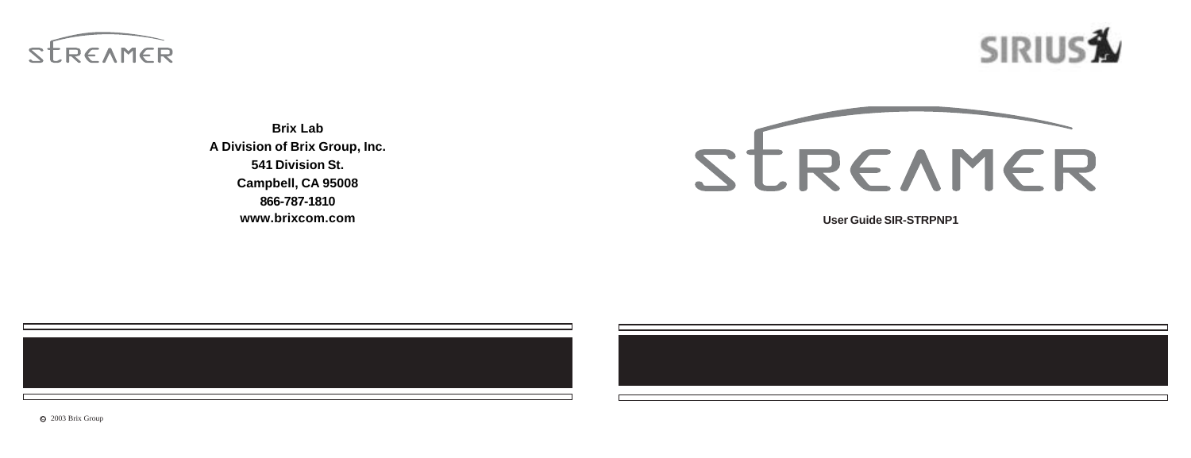STREAMER

SIRIUS

**Brix Lab**
**A Division of Brix Group, Inc.**
**541 Division St.**
**Campbell, CA 95008**
**866-787-1810**
**www.brixcom.com**

# STREAMER

**User Guide SIR-STRPNP1**

© 2003 Brix Group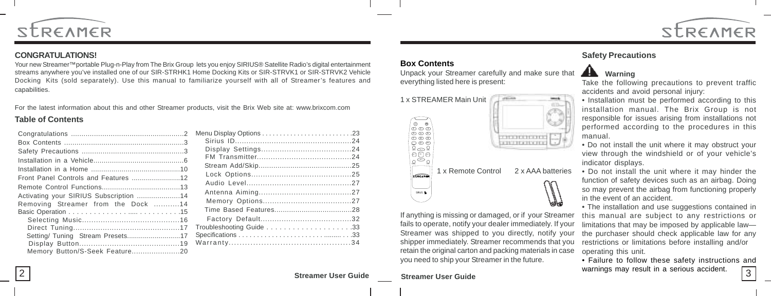## CONGRATULATIONS!

Your new Streamer™ portable Plug-n-Play from The Brix Group lets you enjoy SIRIUS® Satellite Radio's digital entertainment streams anywhere you've installed one of our SIR-STRHK1 Home Docking Kits or SIR-STRVK1 or SIR-STRVK2 Vehicle Docking Kits (sold separately). Use this manual to familiarize yourself with all of Streamer's features and capabilities.

For the latest information about this and other Streamer products, visit the Brix Web site at: www.brixcom.com

## Table of Contents

| | |
|---|---|
| Congratulations | 2 |
| Box Contents | 3 |
| Safety Precautions | 3 |
| Installation in a Vehicle | 6 |
| Installation in a Home | 10 |
| Front Panel Controls and Features | 12 |
| Remote Control Functions | 13 |
| Activating your SIRIUS Subscription | 14 |
| Removing Streamer from the Dock | 14 |
| Basic Operation | 15 |
| Selecting Music | 16 |
| Direct Tuning | 17 |
| Setting/ Tuning Stream Presets | 17 |
| Display Button | 19 |
| Memory Button/S-Seek Feature | 20 |
| Menu Display Options | 23 |
| Sirius ID | 24 |
| Display Settings | 24 |
| FM Transmitter | 24 |
| Stream Add/Skip | 25 |
| Lock Options | 25 |
| Audio Level | 27 |
| Antenna Aiming | 27 |
| Memory Options | 27 |
| Time Based Features | 28 |
| Factory Default | 32 |
| Troubleshooting Guide | 33 |
| Specifications | 33 |
| Warranty | 34 |

## Box Contents

Unpack your Streamer carefully and make sure that everything listed here is present:

1 x STREAMER Main Unit

1 x Remote Control

2 x AAA batteries

If anything is missing or damaged, or if your Streamer fails to operate, notify your dealer immediately. If your Streamer was shipped to you directly, notify your shipper immediately. Streamer recommends that you retain the original carton and packing materials in case you need to ship your Streamer in the future.

## Safety Precautions

### Warning

Take the following precautions to prevent traffic accidents and avoid personal injury:

- Installation must be performed according to this installation manual. The Brix Group is not responsible for issues arising from installations not performed according to the procedures in this manual.
- Do not install the unit where it may obstruct your view through the windshield or of your vehicle's indicator displays.
- Do not install the unit where it may hinder the function of safety devices such as an airbag. Doing so may prevent the airbag from functioning properly in the event of an accident.
- The installation and use suggestions contained in this manual are subject to any restrictions or limitations that may be imposed by applicable law—the purchaser should check applicable law for any restrictions or limitations before installing and/or operating this unit.
- Failure to follow these safety instructions and warnings may result in a serious accident.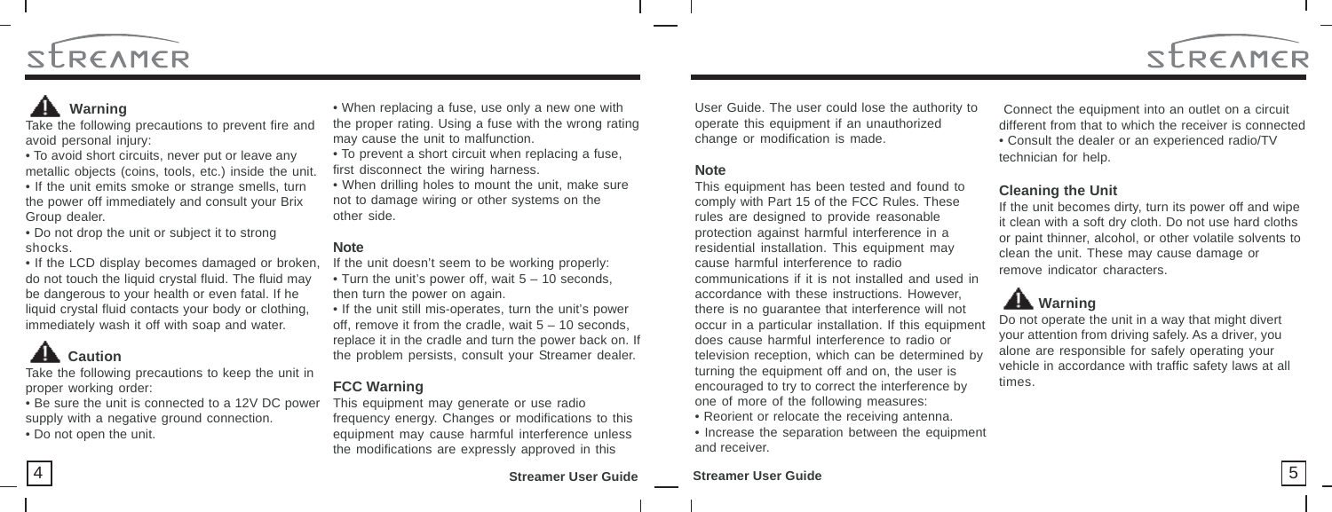## Warning

Take the following precautions to prevent fire and avoid personal injury:

- To avoid short circuits, never put or leave any metallic objects (coins, tools, etc.) inside the unit.
- If the unit emits smoke or strange smells, turn the power off immediately and consult your Brix Group dealer.
- Do not drop the unit or subject it to strong shocks.
- If the LCD display becomes damaged or broken, do not touch the liquid crystal fluid. The fluid may be dangerous to your health or even fatal. If he liquid crystal fluid contacts your body or clothing, immediately wash it off with soap and water.

## Caution

Take the following precautions to keep the unit in proper working order:

- Be sure the unit is connected to a 12V DC power supply with a negative ground connection.
- Do not open the unit.
- When replacing a fuse, use only a new one with the proper rating. Using a fuse with the wrong rating may cause the unit to malfunction.
- To prevent a short circuit when replacing a fuse, first disconnect the wiring harness.
- When drilling holes to mount the unit, make sure not to damage wiring or other systems on the other side.

### Note

If the unit doesn't seem to be working properly:

- Turn the unit's power off, wait 5 – 10 seconds, then turn the power on again.
- If the unit still mis-operates, turn the unit's power off, remove it from the cradle, wait 5 – 10 seconds, replace it in the cradle and turn the power back on. If the problem persists, consult your Streamer dealer.

### FCC Warning

This equipment may generate or use radio frequency energy. Changes or modifications to this equipment may cause harmful interference unless the modifications are expressly approved in this User Guide. The user could lose the authority to operate this equipment if an unauthorized change or modification is made.

### Note

This equipment has been tested and found to comply with Part 15 of the FCC Rules. These rules are designed to provide reasonable protection against harmful interference in a residential installation. This equipment may cause harmful interference to radio communications if it is not installed and used in accordance with these instructions. However, there is no guarantee that interference will not occur in a particular installation. If this equipment does cause harmful interference to radio or television reception, which can be determined by turning the equipment off and on, the user is encouraged to try to correct the interference by one of more of the following measures:

- Reorient or relocate the receiving antenna.
- Increase the separation between the equipment and receiver.

Connect the equipment into an outlet on a circuit different from that to which the receiver is connected

- Consult the dealer or an experienced radio/TV technician for help.

### Cleaning the Unit

If the unit becomes dirty, turn its power off and wipe it clean with a soft dry cloth. Do not use hard cloths or paint thinner, alcohol, or other volatile solvents to clean the unit. These may cause damage or remove indicator characters.

## Warning

Do not operate the unit in a way that might divert your attention from driving safely. As a driver, you alone are responsible for safely operating your vehicle in accordance with traffic safety laws at all times.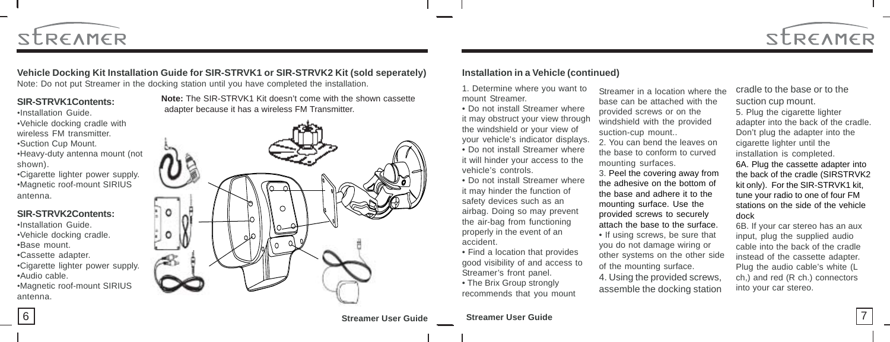## Vehicle Docking Kit Installation Guide for SIR-STRVK1 or SIR-STRVK2 Kit (sold seperately)

Note: Do not put Streamer in the docking station until you have completed the installation.

### SIR-STRVK1Contents:

- Installation Guide.
- Vehicle docking cradle with wireless FM transmitter.
- Suction Cup Mount.
- Heavy-duty antenna mount (not shown).
- Cigarette lighter power supply.
- Magnetic roof-mount SIRIUS antenna.

**Note:** The SIR-STRVK1 Kit doesn't come with the shown cassette adapter because it has a wireless FM Transmitter.

### SIR-STRVK2Contents:

- Installation Guide.
- Vehicle docking cradle.
- Base mount.
- Cassette adapter.
- Cigarette lighter power supply.
- Audio cable.
- Magnetic roof-mount SIRIUS antenna.

## Installation in a Vehicle (continued)

1. Determine where you want to mount Streamer.
   - Do not install Streamer where it may obstruct your view through the windshield or your view of your vehicle's indicator displays.
   - Do not install Streamer where it will hinder your access to the vehicle's controls.
   - Do not install Streamer where it may hinder the function of safety devices such as an airbag. Doing so may prevent the air-bag from functioning properly in the event of an accident.
   - Find a location that provides good visibility of and access to Streamer's front panel.
   - The Brix Group strongly recommends that you mount Streamer in a location where the base can be attached with the provided screws or on the windshield with the provided suction-cup mount..
2. You can bend the leaves on the base to conform to curved mounting surfaces.
3. Peel the covering away from the adhesive on the bottom of the base and adhere it to the mounting surface. Use the provided screws to securely attach the base to the surface.
   - If using screws, be sure that you do not damage wiring or other systems on the other side of the mounting surface.
4. Using the provided screws, assemble the docking station cradle to the base or to the suction cup mount.
5. Plug the cigarette lighter adapter into the back of the cradle. Don't plug the adapter into the cigarette lighter until the installation is completed.

6A. Plug the cassette adapter into the back of the cradle (SIRSTRVK2 kit only). For the SIR-STRVK1 kit, tune your radio to one of four FM stations on the side of the vehicle dock

6B. If your car stereo has an aux input, plug the supplied audio cable into the back of the cradle instead of the cassette adapter. Plug the audio cable's white (L ch,) and red (R ch.) connectors into your car stereo.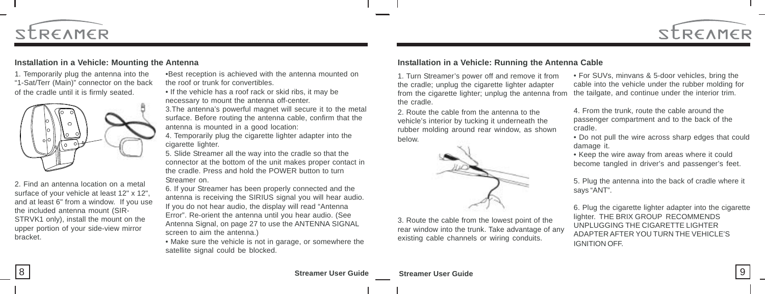## Installation in a Vehicle: Mounting the Antenna

1. Temporarily plug the antenna into the "1-Sat/Terr (Main)" connector on the back of the cradle until it is firmly seated.

2. Find an antenna location on a metal surface of your vehicle at least 12" x 12", and at least 6" from a window. If you use the included antenna mount (SIR-STRVK1 only), install the mount on the upper portion of your side-view mirror bracket.

- Best reception is achieved with the antenna mounted on the roof or trunk for convertibles.
- If the vehicle has a roof rack or skid ribs, it may be necessary to mount the antenna off-center.

3. The antenna's powerful magnet will secure it to the metal surface. Before routing the antenna cable, confirm that the antenna is mounted in a good location:

4. Temporarily plug the cigarette lighter adapter into the cigarette lighter.

5. Slide Streamer all the way into the cradle so that the connector at the bottom of the unit makes proper contact in the cradle. Press and hold the POWER button to turn Streamer on.

6. If your Streamer has been properly connected and the antenna is receiving the SIRIUS signal you will hear audio. If you do not hear audio, the display will read "Antenna Error". Re-orient the antenna until you hear audio. (See Antenna Signal, on page 27 to use the ANTENNA SIGNAL screen to aim the antenna.)

- Make sure the vehicle is not in garage, or somewhere the satellite signal could be blocked.

## Installation in a Vehicle: Running the Antenna Cable

1. Turn Streamer's power off and remove it from the cradle; unplug the cigarette lighter adapter from the cigarette lighter; unplug the antenna from the cradle.

2. Route the cable from the antenna to the vehicle's interior by tucking it underneath the rubber molding around rear window, as shown below.

3. Route the cable from the lowest point of the rear window into the trunk. Take advantage of any existing cable channels or wiring conduits.

- For SUVs, minvans & 5-door vehicles, bring the cable into the vehicle under the rubber molding for the tailgate, and continue under the interior trim.

4. From the trunk, route the cable around the passenger compartment and to the back of the cradle.

- Do not pull the wire across sharp edges that could damage it.
- Keep the wire away from areas where it could become tangled in driver's and passenger's feet.

5. Plug the antenna into the back of cradle where it says "ANT".

6. Plug the cigarette lighter adapter into the cigarette lighter. THE BRIX GROUP RECOMMENDS UNPLUGGING THE CIGARETTE LIGHTER ADAPTER AFTER YOU TURN THE VEHICLE'S IGNITION OFF.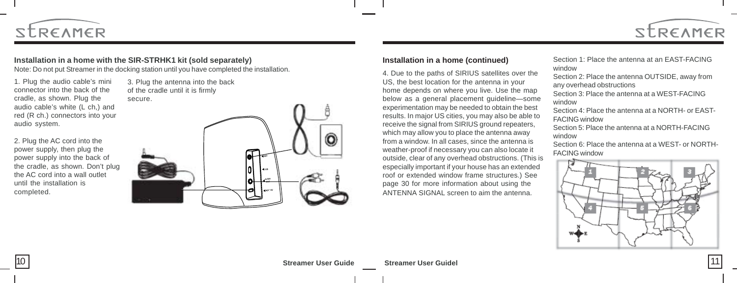## Installation in a home with the SIR-STRHK1 kit (sold separately)

Note: Do not put Streamer in the docking station until you have completed the installation.

1. Plug the audio cable's mini connector into the back of the cradle, as shown. Plug the audio cable's white (L ch,) and red (R ch.) connectors into your audio system.

2. Plug the AC cord into the power supply, then plug the power supply into the back of the cradle, as shown. Don't plug the AC cord into a wall outlet until the installation is completed.

3. Plug the antenna into the back of the cradle until it is firmly secure.

## Installation in a home (continued)

4. Due to the paths of SIRIUS satellites over the US, the best location for the antenna in your home depends on where you live. Use the map below as a general placement guideline—some experimentation may be needed to obtain the best results. In major US cities, you may also be able to receive the signal from SIRIUS ground repeaters, which may allow you to place the antenna away from a window. In all cases, since the antenna is weather-proof if necessary you can also locate it outside, clear of any overhead obstructions. (This is especially important if your house has an extended roof or extended window frame structures.) See page 30 for more information about using the ANTENNA SIGNAL screen to aim the antenna.

Section 1: Place the antenna at an EAST-FACING window

Section 2: Place the antenna OUTSIDE, away from any overhead obstructions

Section 3: Place the antenna at a WEST-FACING window

Section 4: Place the antenna at a NORTH- or EAST-FACING window

Section 5: Place the antenna at a NORTH-FACING window

Section 6: Place the antenna at a WEST- or NORTH-FACING window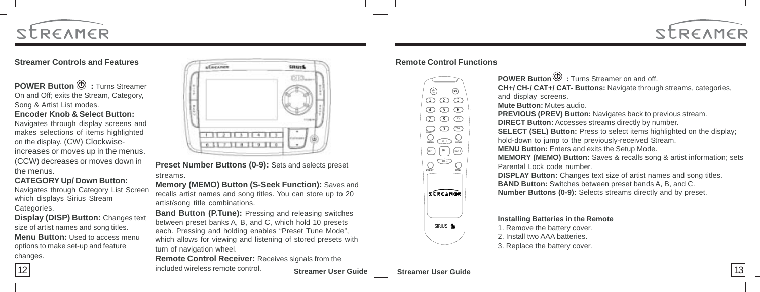## Streamer Controls and Features

**POWER Button :** Turns Streamer On and Off; exits the Stream, Category, Song & Artist List modes.

**Encoder Knob & Select Button:** Navigates through display screens and makes selections of items highlighted on the display. (CW) Clockwise- increases or moves up in the menus. (CCW) decreases or moves down in the menus.

**CATEGORY Up/ Down Button:** Navigates through Category List Screen which displays Sirius Stream Categories.

**Display (DISP) Button:** Changes text size of artist names and song titles.

**Menu Button:** Used to access menu options to make set-up and feature changes.

**Preset Number Buttons (0-9):** Sets and selects preset streams.

**Memory (MEMO) Button (S-Seek Function):** Saves and recalls artist names and song titles. You can store up to 20 artist/song title combinations.

**Band Button (P.Tune):** Pressing and releasing switches between preset banks A, B, and C, which hold 10 presets each. Pressing and holding enables "Preset Tune Mode", which allows for viewing and listening of stored presets with turn of navigation wheel.

**Remote Control Receiver:** Receives signals from the included wireless remote control.

## Remote Control Functions

**POWER Button :** Turns Streamer on and off.

**CH+/ CH-/ CAT+/ CAT- Buttons:** Navigate through streams, categories, and display screens.

**Mute Button:** Mutes audio.

**PREVIOUS (PREV) Button:** Navigates back to previous stream.

**DIRECT Button:** Accesses streams directly by number.

**SELECT (SEL) Button:** Press to select items highlighted on the display; hold-down to jump to the previously-received Stream.

**MENU Button:** Enters and exits the Setup Mode.

**MEMORY (MEMO) Button:** Saves & recalls song & artist information; sets Parental Lock code number.

**DISPLAY Button:** Changes text size of artist names and song titles.

**BAND Button:** Switches between preset bands A, B, and C.

**Number Buttons (0-9):** Selects streams directly and by preset.

### Installing Batteries in the Remote

1. Remove the battery cover.
2. Install two AAA batteries.
3. Replace the battery cover.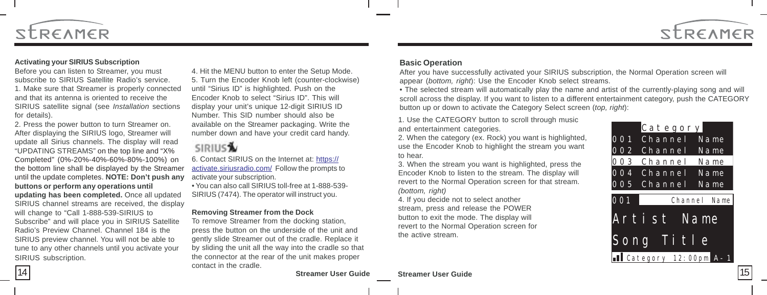## Activating your SIRIUS Subscription

Before you can listen to Streamer, you must subscribe to SIRIUS Satellite Radio's service.

1. Make sure that Streamer is properly connected and that its antenna is oriented to receive the SIRIUS satellite signal (see *Installation* sections for details).

2. Press the power button to turn Streamer on. After displaying the SIRIUS logo, Streamer will update all Sirius channels. The display will read "UPDATING STREAMS" on the top line and "X% Completed" (0%-20%-40%-60%-80%-100%) on the bottom line shall be displayed by the Streamer until the update completes. **NOTE: Don't push any buttons or perform any operations until updating has been completed.** Once all updated SIRIUS channel streams are received, the display will change to "Call 1-888-539-SIRIUS to Subscribe" and will place you in SIRIUS Satellite Radio's Preview Channel. Channel 184 is the SIRIUS preview channel. You will not be able to tune to any other channels until you activate your SIRIUS subscription.

4. Hit the MENU button to enter the Setup Mode.

5. Turn the Encoder Knob left (counter-clockwise) until "Sirius ID" is highlighted. Push on the Encoder Knob to select "Sirius ID". This will display your unit's unique 12-digit SIRIUS ID Number. This SID number should also be available on the Streamer packaging. Write the number down and have your credit card handy.

SIRIUS

6. Contact SIRIUS on the Internet at: https://activate.siriusradio.com/ Follow the prompts to activate your subscription.

• You can also call SIRIUS toll-free at 1-888-539-SIRIUS (7474). The operator will instruct you.

### Removing Streamer from the Dock

To remove Streamer from the docking station, press the button on the underside of the unit and gently slide Streamer out of the cradle. Replace it by sliding the unit all the way into the cradle so that the connector at the rear of the unit makes proper contact in the cradle.

## Basic Operation

After you have successfully activated your SIRIUS subscription, the Normal Operation screen will appear (*bottom, right*): Use the Encoder Knob select streams.

• The selected stream will automatically play the name and artist of the currently-playing song and will scroll across the display. If you want to listen to a different entertainment category, push the CATEGORY button up or down to activate the Category Select screen (*top, right*):

1. Use the CATEGORY button to scroll through music and entertainment categories.

2. When the category (ex. Rock) you want is highlighted, use the Encoder Knob to highlight the stream you want to hear.

3. When the stream you want is highlighted, press the Encoder Knob to listen to the stream. The display will revert to the Normal Operation screen for that stream. *(bottom, right)*

4. If you decide not to select another stream, press and release the POWER button to exit the mode. The display will revert to the Normal Operation screen for the active stream.

Category
001 Channel Name
002 Channel Name
003 Channel Name
004 Channel Name
005 Channel Name

001 Channel Name
Artist Name
Song Title
Category 12:00pm A-1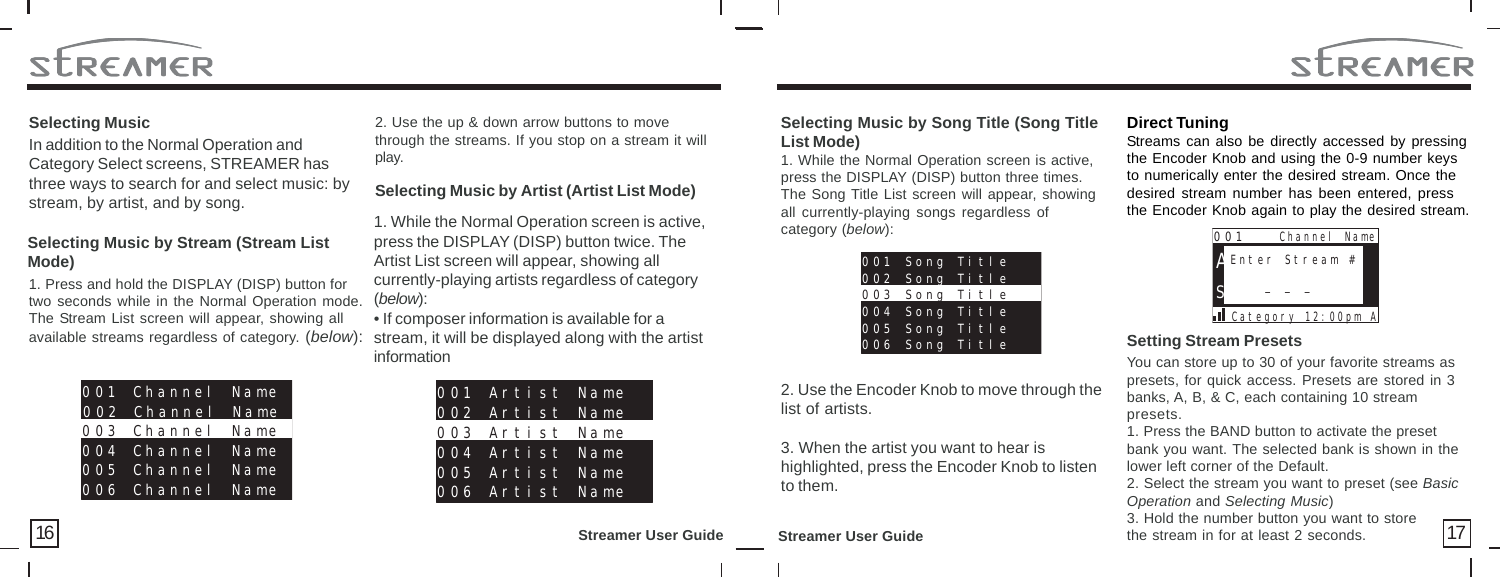### Selecting Music

In addition to the Normal Operation and Category Select screens, STREAMER has three ways to search for and select music: by stream, by artist, and by song.

### Selecting Music by Stream (Stream List Mode)

1. Press and hold the DISPLAY (DISP) button for two seconds while in the Normal Operation mode. The Stream List screen will appear, showing all available streams regardless of category. (*below*):

```
001 Channel Name
002 Channel Name
003 Channel Name
004 Channel Name
005 Channel Name
006 Channel Name
```

2. Use the up & down arrow buttons to move through the streams. If you stop on a stream it will play.

### Selecting Music by Artist (Artist List Mode)

1. While the Normal Operation screen is active, press the DISPLAY (DISP) button twice. The Artist List screen will appear, showing all currently-playing artists regardless of category (*below*):

• If composer information is available for a stream, it will be displayed along with the artist information

```
001 Artist Name
002 Artist Name
003 Artist Name
004 Artist Name
005 Artist Name
006 Artist Name
```

### Selecting Music by Song Title (Song Title List Mode)

1. While the Normal Operation screen is active, press the DISPLAY (DISP) button three times. The Song Title List screen will appear, showing all currently-playing songs regardless of category (*below*):

```
001 Song Title
002 Song Title
003 Song Title
004 Song Title
005 Song Title
006 Song Title
```

2. Use the Encoder Knob to move through the list of artists.

3. When the artist you want to hear is highlighted, press the Encoder Knob to listen to them.

### Direct Tuning

Streams can also be directly accessed by pressing the Encoder Knob and using the 0-9 number keys to numerically enter the desired stream. Once the desired stream number has been entered, press the Encoder Knob again to play the desired stream.

```
001      Channel Name
A Enter Stream #
S    _ _ _
Category 12:00pm A
```

### Setting Stream Presets

You can store up to 30 of your favorite streams as presets, for quick access. Presets are stored in 3 banks, A, B, & C, each containing 10 stream presets.

1. Press the BAND button to activate the preset bank you want. The selected bank is shown in the lower left corner of the Default.

2. Select the stream you want to preset (see *Basic Operation* and *Selecting Music*)

3. Hold the number button you want to store the stream in for at least 2 seconds.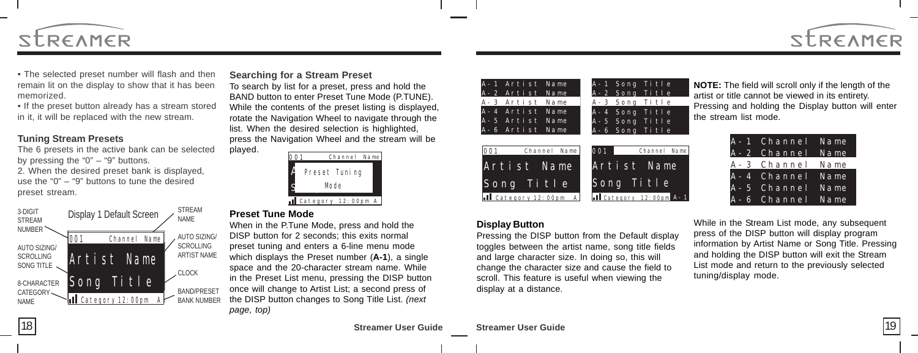• The selected preset number will flash and then remain lit on the display to show that it has been memorized.

• If the preset button already has a stream stored in it, it will be replaced with the new stream.

### Tuning Stream Presets

The 6 presets in the active bank can be selected by pressing the "0" – "9" buttons.

2. When the desired preset bank is displayed, use the "0" – "9" buttons to tune the desired preset stream.

3-DIGIT STREAM NUMBER

Display 1 Default Screen

STREAM NAME

AUTO SIZING/ SCROLLING SONG TITLE

AUTO SIZING/ SCROLLING ARTIST NAME

CLOCK

8-CHARACTER CATEGORY NAME

BAND/PRESET BANK NUMBER

001 Channel Name
Artist Name
Song Title
Category 12:00pm A

### Searching for a Stream Preset

To search by list for a preset, press and hold the BAND button to enter Preset Tune Mode (P.TUNE). While the contents of the preset listing is displayed, rotate the Navigation Wheel to navigate through the list. When the desired selection is highlighted, press the Navigation Wheel and the stream will be played.

001 Channel Name
Preset Tuning
Mode
Category 12:00pm A

### Preset Tune Mode

When in the P.Tune Mode, press and hold the DISP button for 2 seconds; this exits normal preset tuning and enters a 6-line menu mode which displays the Preset number (**A-1**), a single space and the 20-character stream name. While in the Preset List menu, pressing the DISP button once will change to Artist List; a second press of the DISP button changes to Song Title List. *(next page, top)*

A-1 Artist Name
A-2 Artist Name
A-3 Artist Name
A-4 Artist Name
A-5 Artist Name
A-6 Artist Name

A-1 Song Title
A-2 Song Title
A-3 Song Title
A-4 Song Title
A-5 Song Title
A-6 Song Title

001 Channel Name
Artist Name
Song Title
Category 12:00pm A

001 Channel Name
Artist Name
Song Title
Category 12:00pm A-1

### Display Button

Pressing the DISP button from the Default display toggles between the artist name, song title fields and large character size. In doing so, this will change the character size and cause the field to scroll. This feature is useful when viewing the display at a distance.

**NOTE:** The field will scroll only if the length of the artist or title cannot be viewed in its entirety. Pressing and holding the Display button will enter the stream list mode.

A-1 Channel Name
A-2 Channel Name
A-3 Channel Name
A-4 Channel Name
A-5 Channel Name
A-6 Channel Name

While in the Stream List mode, any subsequent press of the DISP button will display program information by Artist Name or Song Title. Pressing and holding the DISP button will exit the Stream List mode and return to the previously selected tuning/display mode.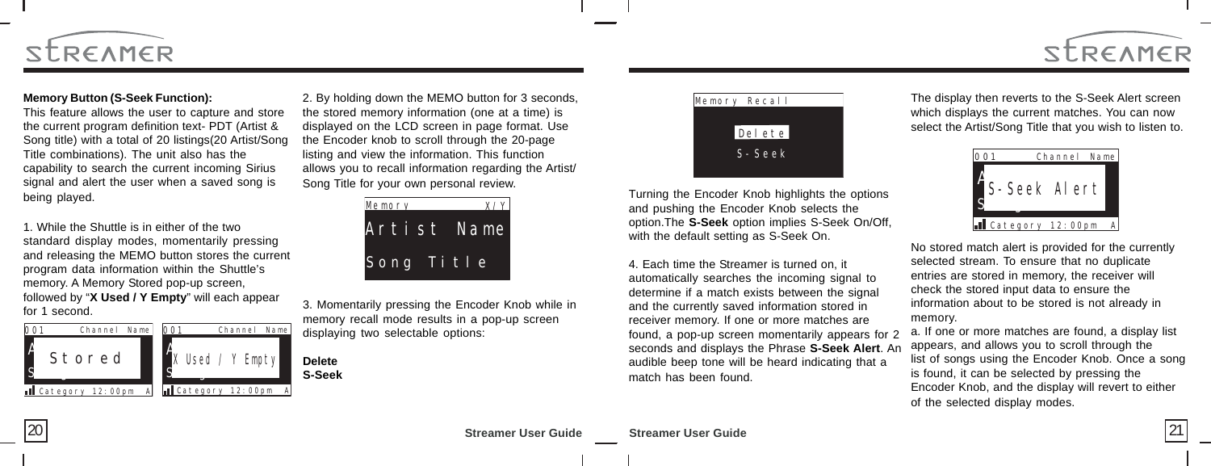**Memory Button (S-Seek Function):**

This feature allows the user to capture and store the current program definition text- PDT (Artist & Song title) with a total of 20 listings(20 Artist/Song Title combinations). The unit also has the capability to search the current incoming Sirius signal and alert the user when a saved song is being played.

1. While the Shuttle is in either of the two standard display modes, momentarily pressing and releasing the MEMO button stores the current program data information within the Shuttle's memory. A Memory Stored pop-up screen, followed by "**X Used / Y Empty**" will each appear for 1 second.

```
001      Channel Name
  Stored
Category 12:00pm  A
```

```
001      Channel Name
  X Used / Y Empty
Category 12:00pm  A
```

2. By holding down the MEMO button for 3 seconds, the stored memory information (one at a time) is displayed on the LCD screen in page format. Use the Encoder knob to scroll through the 20-page listing and view the information. This function allows you to recall information regarding the Artist/ Song Title for your own personal review.

```
Memory           X/Y
Artist Name
Song Title
```

3. Momentarily pressing the Encoder Knob while in memory recall mode results in a pop-up screen displaying two selectable options:

**Delete**
**S-Seek**

```
Memory Recall
   Delete
   S-Seek
```

Turning the Encoder Knob highlights the options and pushing the Encoder Knob selects the option.The **S-Seek** option implies S-Seek On/Off, with the default setting as S-Seek On.

4. Each time the Streamer is turned on, it automatically searches the incoming signal to determine if a match exists between the signal and the currently saved information stored in receiver memory. If one or more matches are found, a pop-up screen momentarily appears for 2 seconds and displays the Phrase **S-Seek Alert**. An audible beep tone will be heard indicating that a match has been found.

The display then reverts to the S-Seek Alert screen which displays the current matches. You can now select the Artist/Song Title that you wish to listen to.

```
001      Channel Name
  S-Seek Alert
Category 12:00pm  A
```

No stored match alert is provided for the currently selected stream. To ensure that no duplicate entries are stored in memory, the receiver will check the stored input data to ensure the information about to be stored is not already in memory.

a. If one or more matches are found, a display list appears, and allows you to scroll through the list of songs using the Encoder Knob. Once a song is found, it can be selected by pressing the Encoder Knob, and the display will revert to either of the selected display modes.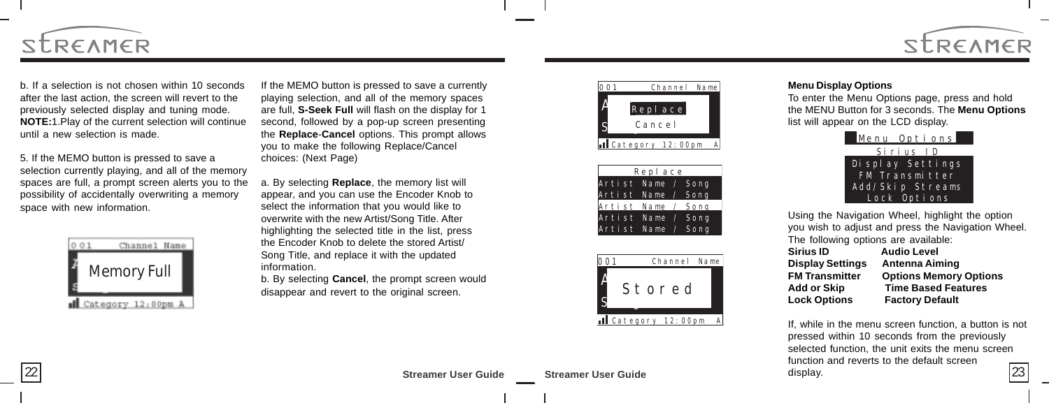b. If a selection is not chosen within 10 seconds after the last action, the screen will revert to the previously selected display and tuning mode. **NOTE:**1.Play of the current selection will continue until a new selection is made.

5. If the MEMO button is pressed to save a selection currently playing, and all of the memory spaces are full, a prompt screen alerts you to the possibility of accidentally overwriting a memory space with new information.

```
001        Channel Name
      Memory Full
Category 12:00pm A
```

If the MEMO button is pressed to save a currently playing selection, and all of the memory spaces are full, **S-Seek Full** will flash on the display for 1 second, followed by a pop-up screen presenting the **Replace**-**Cancel** options. This prompt allows you to make the following Replace/Cancel choices: (Next Page)

a. By selecting **Replace**, the memory list will appear, and you can use the Encoder Knob to select the information that you would like to overwrite with the new Artist/Song Title. After highlighting the selected title in the list, press the Encoder Knob to delete the stored Artist/Song Title, and replace it with the updated information.

b. By selecting **Cancel**, the prompt screen would disappear and revert to the original screen.

```
001        Channel Name
      Replace
      Cancel
Category 12:00pm A
```

```
      Replace
Artist Name / Song
Artist Name / Song
Artist Name / Song
Artist Name / Song
Artist Name / Song
```

```
001        Channel Name
      Stored
Category 12:00pm A
```

**Menu Display Options**

To enter the Menu Options page, press and hold the MENU Button for 3 seconds. The **Menu Options** list will appear on the LCD display.

```
Menu Options
Sirius ID
Display Settings
FM Transmitter
Add/Skip Streams
Lock Options
```

Using the Navigation Wheel, highlight the option you wish to adjust and press the Navigation Wheel. The following options are available:

| | |
|---|---|
| **Sirius ID** | **Audio Level** |
| **Display Settings** | **Antenna Aiming** |
| **FM Transmitter** | **Options Memory Options** |
| **Add or Skip** | **Time Based Features** |
| **Lock Options** | **Factory Default** |

If, while in the menu screen function, a button is not pressed within 10 seconds from the previously selected function, the unit exits the menu screen function and reverts to the default screen display.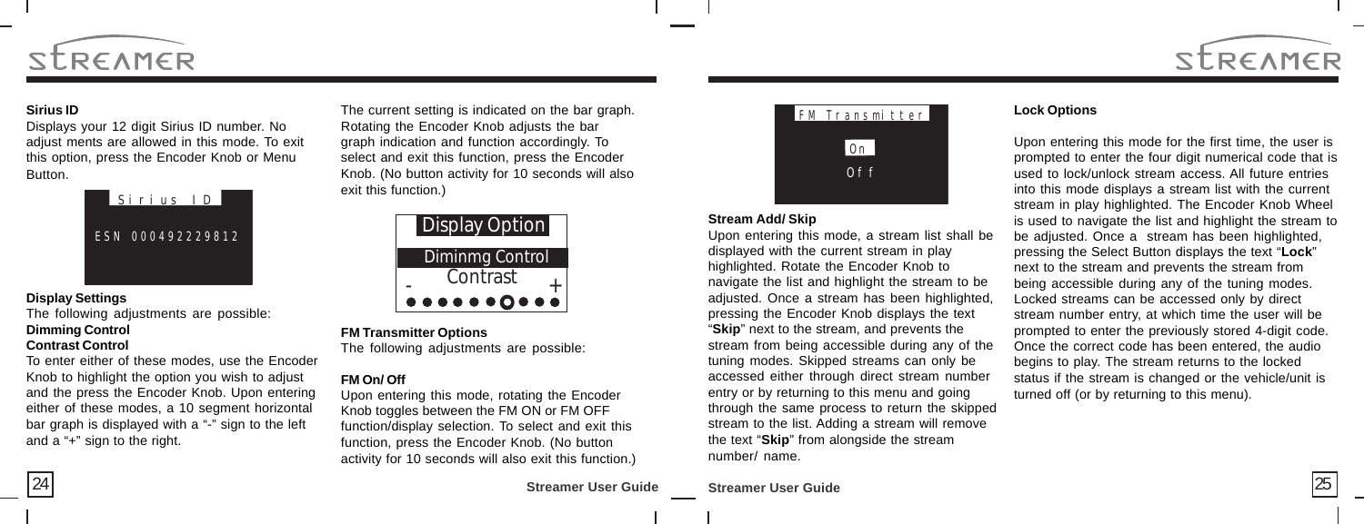**Sirius ID**

Displays your 12 digit Sirius ID number. No adjust ments are allowed in this mode. To exit this option, press the Encoder Knob or Menu Button.

```
Sirius ID

ESN 000492229812
```

**Display Settings**

The following adjustments are possible:

**Dimming Control**

**Contrast Control**

To enter either of these modes, use the Encoder Knob to highlight the option you wish to adjust and the press the Encoder Knob. Upon entering either of these modes, a 10 segment horizontal bar graph is displayed with a "-" sign to the left and a "+" sign to the right.

The current setting is indicated on the bar graph. Rotating the Encoder Knob adjusts the bar graph indication and function accordingly. To select and exit this function, press the Encoder Knob. (No button activity for 10 seconds will also exit this function.)

```
Display Option
Diminmg Control
Contrast
-            +
```

**FM Transmitter Options**

The following adjustments are possible:

**FM On/ Off**

Upon entering this mode, rotating the Encoder Knob toggles between the FM ON or FM OFF function/display selection. To select and exit this function, press the Encoder Knob. (No button activity for 10 seconds will also exit this function.)

```
FM Transmitter
On
Off
```

**Stream Add/ Skip**

Upon entering this mode, a stream list shall be displayed with the current stream in play highlighted. Rotate the Encoder Knob to navigate the list and highlight the stream to be adjusted. Once a stream has been highlighted, pressing the Encoder Knob displays the text "**Skip**" next to the stream, and prevents the stream from being accessible during any of the tuning modes. Skipped streams can only be accessed either through direct stream number entry or by returning to this menu and going through the same process to return the skipped stream to the list. Adding a stream will remove the text "**Skip**" from alongside the stream number/ name.

**Lock Options**

Upon entering this mode for the first time, the user is prompted to enter the four digit numerical code that is used to lock/unlock stream access. All future entries into this mode displays a stream list with the current stream in play highlighted. The Encoder Knob Wheel is used to navigate the list and highlight the stream to be adjusted. Once a stream has been highlighted, pressing the Select Button displays the text "**Lock**" next to the stream and prevents the stream from being accessible during any of the tuning modes. Locked streams can be accessed only by direct stream number entry, at which time the user will be prompted to enter the previously stored 4-digit code. Once the correct code has been entered, the audio begins to play. The stream returns to the locked status if the stream is changed or the vehicle/unit is turned off (or by returning to this menu).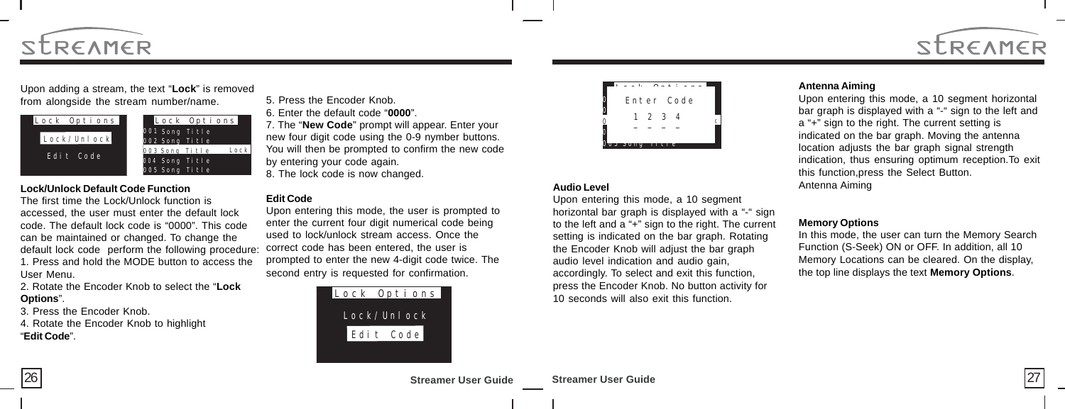Upon adding a stream, the text "**Lock**" is removed from alongside the stream number/name.

```
Lock Options
Lock/Unlock
Edit Code
```

```
Lock Options
001 Song Title
002 Song Title
003 Song Title     Lock
004 Song Title
005 Song Title
```

### Lock/Unlock Default Code Function

The first time the Lock/Unlock function is accessed, the user must enter the default lock code. The default lock code is "0000". This code can be maintained or changed. To change the default lock code perform the following procedure:

1. Press and hold the MODE button to access the User Menu.
2. Rotate the Encoder Knob to select the "**Lock Options**".
3. Press the Encoder Knob.
4. Rotate the Encoder Knob to highlight "**Edit Code**".
5. Press the Encoder Knob.
6. Enter the default code "**0000**".
7. The "**New Code**" prompt will appear. Enter your new four digit code using the 0-9 nymber buttons. You will then be prompted to confirm the new code by entering your code again.
8. The lock code is now changed.

### Edit Code

Upon entering this mode, the user is prompted to enter the current four digit numerical code being used to lock/unlock stream access. Once the correct code has been entered, the user is prompted to enter the new 4-digit code twice. The second entry is requested for confirmation.

```
Lock Options
Lock/Unlock
Edit Code
```

```
Enter Code
1 2 3 4
- - - -
```

### Audio Level

Upon entering this mode, a 10 segment horizontal bar graph is displayed with a "-" sign to the left and a "+" sign to the right. The current setting is indicated on the bar graph. Rotating the Encoder Knob will adjust the bar graph audio level indication and audio gain, accordingly. To select and exit this function, press the Encoder Knob. No button activity for 10 seconds will also exit this function.

### Antenna Aiming

Upon entering this mode, a 10 segment horizontal bar graph is displayed with a "-" sign to the left and a "+" sign to the right. The current setting is indicated on the bar graph. Moving the antenna location adjusts the bar graph signal strength indication, thus ensuring optimum reception.To exit this function,press the Select Button.
Antenna Aiming

### Memory Options

In this mode, the user can turn the Memory Search Function (S-Seek) ON or OFF. In addition, all 10 Memory Locations can be cleared. On the display, the top line displays the text **Memory Options**.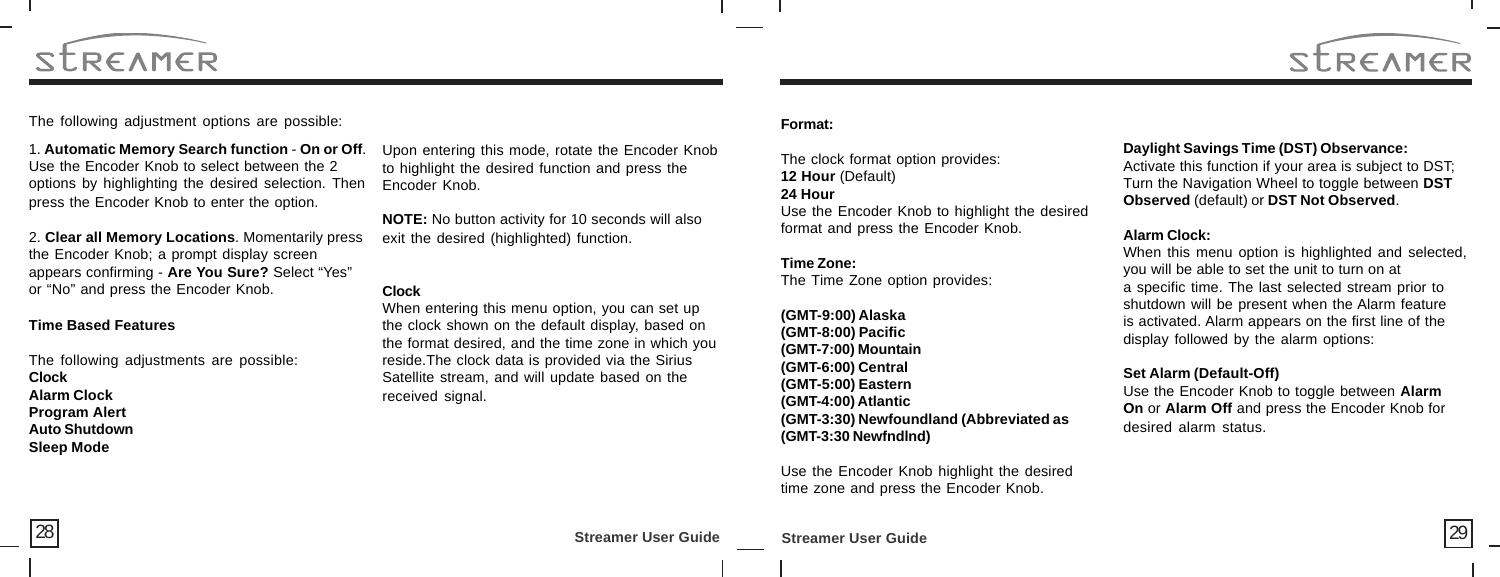The following adjustment options are possible:

1. **Automatic Memory Search function** - **On or Off**. Use the Encoder Knob to select between the 2 options by highlighting the desired selection. Then press the Encoder Knob to enter the option.

2. **Clear all Memory Locations**. Momentarily press the Encoder Knob; a prompt display screen appears confirming - **Are You Sure?** Select "Yes" or "No" and press the Encoder Knob.

**Time Based Features**

The following adjustments are possible:
**Clock**
**Alarm Clock**
**Program Alert**
**Auto Shutdown**
**Sleep Mode**

Upon entering this mode, rotate the Encoder Knob to highlight the desired function and press the Encoder Knob.

**NOTE:** No button activity for 10 seconds will also exit the desired (highlighted) function.

**Clock**
When entering this menu option, you can set up the clock shown on the default display, based on the format desired, and the time zone in which you reside.The clock data is provided via the Sirius Satellite stream, and will update based on the received signal.

**Format:**

The clock format option provides:
**12 Hour** (Default)
**24 Hour**
Use the Encoder Knob to highlight the desired format and press the Encoder Knob.

**Time Zone:**
The Time Zone option provides:

**(GMT-9:00) Alaska**
**(GMT-8:00) Pacific**
**(GMT-7:00) Mountain**
**(GMT-6:00) Central**
**(GMT-5:00) Eastern**
**(GMT-4:00) Atlantic**
**(GMT-3:30) Newfoundland (Abbreviated as (GMT-3:30 Newfndlnd)**

Use the Encoder Knob highlight the desired time zone and press the Encoder Knob.

**Daylight Savings Time (DST) Observance:**
Activate this function if your area is subject to DST; Turn the Navigation Wheel to toggle between **DST Observed** (default) or **DST Not Observed**.

**Alarm Clock:**
When this menu option is highlighted and selected, you will be able to set the unit to turn on at a specific time. The last selected stream prior to shutdown will be present when the Alarm feature is activated. Alarm appears on the first line of the display followed by the alarm options:

**Set Alarm (Default-Off)**
Use the Encoder Knob to toggle between **Alarm On** or **Alarm Off** and press the Encoder Knob for desired alarm status.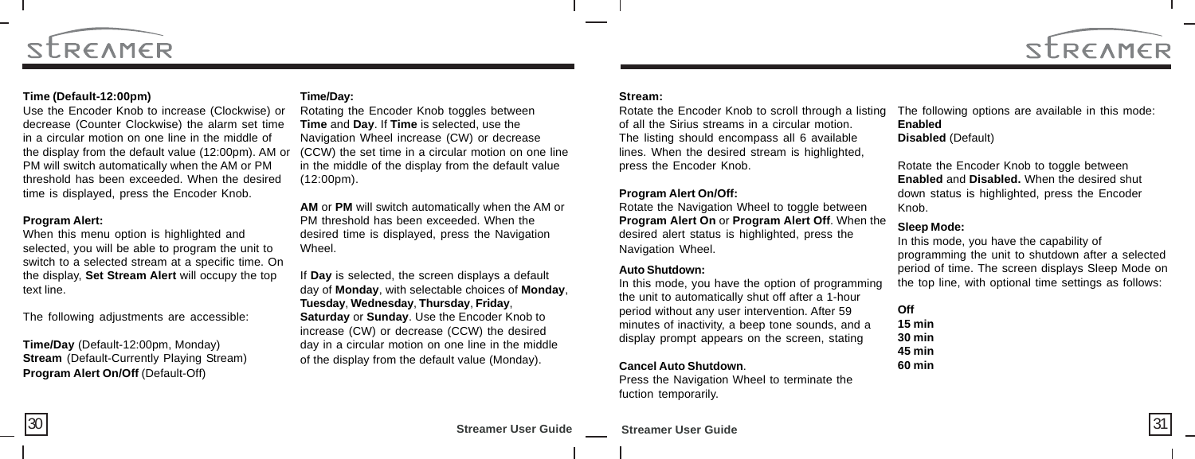**Time (Default-12:00pm)**

Use the Encoder Knob to increase (Clockwise) or decrease (Counter Clockwise) the alarm set time in a circular motion on one line in the middle of the display from the default value (12:00pm). AM or PM will switch automatically when the AM or PM threshold has been exceeded. When the desired time is displayed, press the Encoder Knob.

**Program Alert:**

When this menu option is highlighted and selected, you will be able to program the unit to switch to a selected stream at a specific time. On the display, **Set Stream Alert** will occupy the top text line.

The following adjustments are accessible:

**Time/Day** (Default-12:00pm, Monday)
**Stream** (Default-Currently Playing Stream)
**Program Alert On/Off** (Default-Off)

**Time/Day:**

Rotating the Encoder Knob toggles between **Time** and **Day**. If **Time** is selected, use the Navigation Wheel increase (CW) or decrease (CCW) the set time in a circular motion on one line in the middle of the display from the default value (12:00pm).

**AM** or **PM** will switch automatically when the AM or PM threshold has been exceeded. When the desired time is displayed, press the Navigation Wheel.

If **Day** is selected, the screen displays a default day of **Monday**, with selectable choices of **Monday**, **Tuesday**, **Wednesday**, **Thursday**, **Friday**, **Saturday** or **Sunday**. Use the Encoder Knob to increase (CW) or decrease (CCW) the desired day in a circular motion on one line in the middle of the display from the default value (Monday).

**Stream:**

Rotate the Encoder Knob to scroll through a listing of all the Sirius streams in a circular motion. The listing should encompass all 6 available lines. When the desired stream is highlighted, press the Encoder Knob.

**Program Alert On/Off:**

Rotate the Navigation Wheel to toggle between **Program Alert On** or **Program Alert Off**. When the desired alert status is highlighted, press the Navigation Wheel.

**Auto Shutdown:**

In this mode, you have the option of programming the unit to automatically shut off after a 1-hour period without any user intervention. After 59 minutes of inactivity, a beep tone sounds, and a display prompt appears on the screen, stating

**Cancel Auto Shutdown**.

Press the Navigation Wheel to terminate the fuction temporarily.

The following options are available in this mode:

**Enabled**
**Disabled** (Default)

Rotate the Encoder Knob to toggle between **Enabled** and **Disabled.** When the desired shut down status is highlighted, press the Encoder Knob.

**Sleep Mode:**

In this mode, you have the capability of programming the unit to shutdown after a selected period of time. The screen displays Sleep Mode on the top line, with optional time settings as follows:

**Off**
**15 min**
**30 min**
**45 min**
**60 min**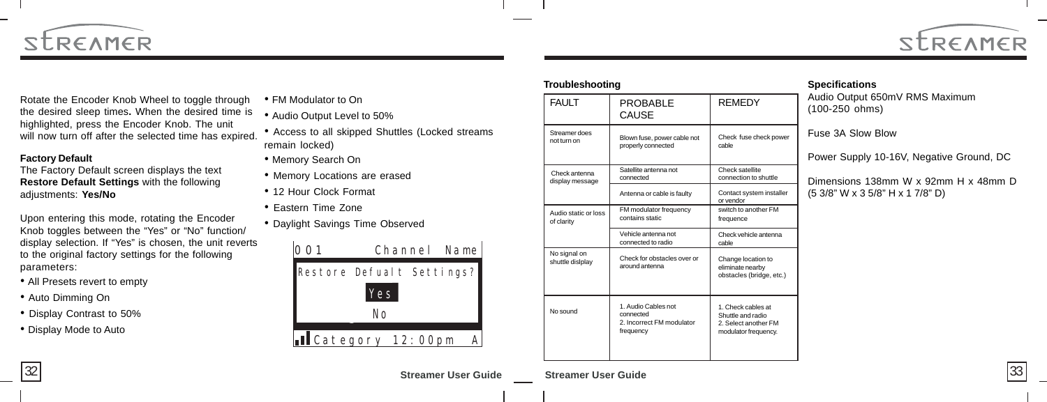Rotate the Encoder Knob Wheel to toggle through the desired sleep times. When the desired time is highlighted, press the Encoder Knob. The unit will now turn off after the selected time has expired.

**Factory Default**

The Factory Default screen displays the text **Restore Default Settings** with the following adjustments: **Yes/No**

Upon entering this mode, rotating the Encoder Knob toggles between the "Yes" or "No" function/ display selection. If "Yes" is chosen, the unit reverts to the original factory settings for the following parameters:

- All Presets revert to empty
- Auto Dimming On
- Display Contrast to 50%
- Display Mode to Auto
- FM Modulator to On
- Audio Output Level to 50%
- Access to all skipped Shuttles (Locked streams remain locked)
- Memory Search On
- Memory Locations are erased
- 12 Hour Clock Format
- Eastern Time Zone
- Daylight Savings Time Observed

```
001          Channel Name
Restore Defualt Settings?
           Yes
           No
Category 12:00pm    A
```

**Troubleshooting**

| FAULT | PROBABLE CAUSE | REMEDY |
|---|---|---|
| Streamer does not turn on | Blown fuse, power cable not properly connected | Check fuse check power cable |
| Check antenna display message | Satellite antenna not connected | Check satellite connection to shuttle |
| | Antenna or cable is faulty | Contact system installer or vendor |
| Audio static or loss of clarity | FM modulator frequency contains static | switch to another FM frequence |
| | Vehicle antenna not connected to radio | Check vehicle antenna cable |
| No signal on shuttle dislplay | Check for obstacles over or around antenna | Change location to eliminate nearby obstacles (bridge, etc.) |
| No sound | 1. Audio Cables not connected 2. Incorrect FM modulator frequency | 1. Check cables at Shuttle and radio 2. Select another FM modulator frequency. |

**Specifications**

Audio Output 650mV RMS Maximum (100-250 ohms)

Fuse 3A Slow Blow

Power Supply 10-16V, Negative Ground, DC

Dimensions 138mm W x 92mm H x 48mm D (5 3/8" W x 3 5/8" H x 1 7/8" D)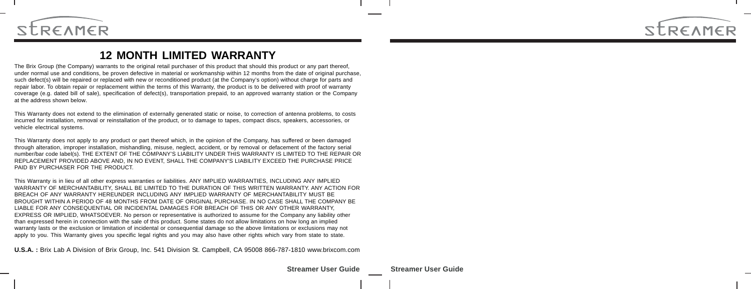# 12 MONTH LIMITED WARRANTY

The Brix Group (the Company) warrants to the original retail purchaser of this product that should this product or any part thereof, under normal use and conditions, be proven defective in material or workmanship within 12 months from the date of original purchase, such defect(s) will be repaired or replaced with new or reconditioned product (at the Company's option) without charge for parts and repair labor. To obtain repair or replacement within the terms of this Warranty, the product is to be delivered with proof of warranty coverage (e.g. dated bill of sale), specification of defect(s), transportation prepaid, to an approved warranty station or the Company at the address shown below.

This Warranty does not extend to the elimination of externally generated static or noise, to correction of antenna problems, to costs incurred for installation, removal or reinstallation of the product, or to damage to tapes, compact discs, speakers, accessories, or vehicle electrical systems.

This Warranty does not apply to any product or part thereof which, in the opinion of the Company, has suffered or been damaged through alteration, improper installation, mishandling, misuse, neglect, accident, or by removal or defacement of the factory serial number/bar code label(s). THE EXTENT OF THE COMPANY'S LIABILITY UNDER THIS WARRANTY IS LIMITED TO THE REPAIR OR REPLACEMENT PROVIDED ABOVE AND, IN NO EVENT, SHALL THE COMPANY'S LIABILITY EXCEED THE PURCHASE PRICE PAID BY PURCHASER FOR THE PRODUCT.

This Warranty is in lieu of all other express warranties or liabilities. ANY IMPLIED WARRANTIES, INCLUDING ANY IMPLIED WARRANTY OF MERCHANTABILITY, SHALL BE LIMITED TO THE DURATION OF THIS WRITTEN WARRANTY. ANY ACTION FOR BREACH OF ANY WARRANTY HEREUNDER INCLUDING ANY IMPLIED WARRANTY OF MERCHANTABILITY MUST BE BROUGHT WITHIN A PERIOD OF 48 MONTHS FROM DATE OF ORIGINAL PURCHASE. IN NO CASE SHALL THE COMPANY BE LIABLE FOR ANY CONSEQUENTIAL OR INCIDENTAL DAMAGES FOR BREACH OF THIS OR ANY OTHER WARRANTY, EXPRESS OR IMPLIED, WHATSOEVER. No person or representative is authorized to assume for the Company any liability other than expressed herein in connection with the sale of this product. Some states do not allow limitations on how long an implied warranty lasts or the exclusion or limitation of incidental or consequential damage so the above limitations or exclusions may not apply to you. This Warranty gives you specific legal rights and you may also have other rights which vary from state to state.

**U.S.A. :** Brix Lab A Division of Brix Group, Inc. 541 Division St. Campbell, CA 95008 866-787-1810 www.brixcom.com